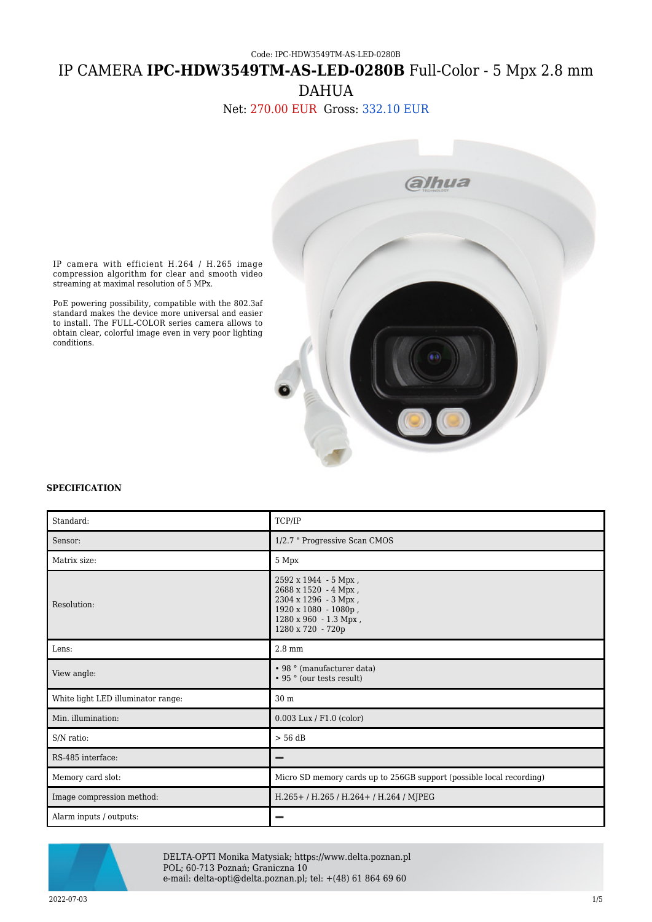Code: IPC-HDW3549TM-AS-LED-0280B

# IP CAMERA **IPC-HDW3549TM-AS-LED-0280B** Full-Color - 5 Mpx 2.8 mm DAHUA

Net: 270.00 EUR Gross: 332.10 EUR

IP camera with efficient H.264 / H.265 image compression algorithm for clear and smooth video streaming at maximal resolution of 5 MPx.

PoE powering possibility, compatible with the 802.3af standard makes the device more universal and easier to install. The FULL-COLOR series camera allows to obtain clear, colorful image even in very poor lighting conditions.

**SPECIFICATION**

| | |
|---|---|
| Standard: | TCP/IP |
| Sensor: | 1/2.7 " Progressive Scan CMOS |
| Matrix size: | 5 Mpx |
| Resolution: | 2592 x 1944 - 5 Mpx ,<br>2688 x 1520 - 4 Mpx ,<br>2304 x 1296 - 3 Mpx ,<br>1920 x 1080 - 1080p ,<br>1280 x 960 - 1.3 Mpx ,<br>1280 x 720 - 720p |
| Lens: | 2.8 mm |
| View angle: | • 98 ° (manufacturer data)<br>• 95 ° (our tests result) |
| White light LED illuminator range: | 30 m |
| Min. illumination: | 0.003 Lux / F1.0 (color) |
| S/N ratio: | > 56 dB |
| RS-485 interface: | – |
| Memory card slot: | Micro SD memory cards up to 256GB support (possible local recording) |
| Image compression method: | H.265+ / H.265 / H.264+ / H.264 / MJPEG |
| Alarm inputs / outputs: | – |

DELTA-OPTI Monika Matysiak; https://www.delta.poznan.pl
POL; 60-713 Poznań; Graniczna 10
e-mail: delta-opti@delta.poznan.pl; tel: +(48) 61 864 69 60

2022-07-03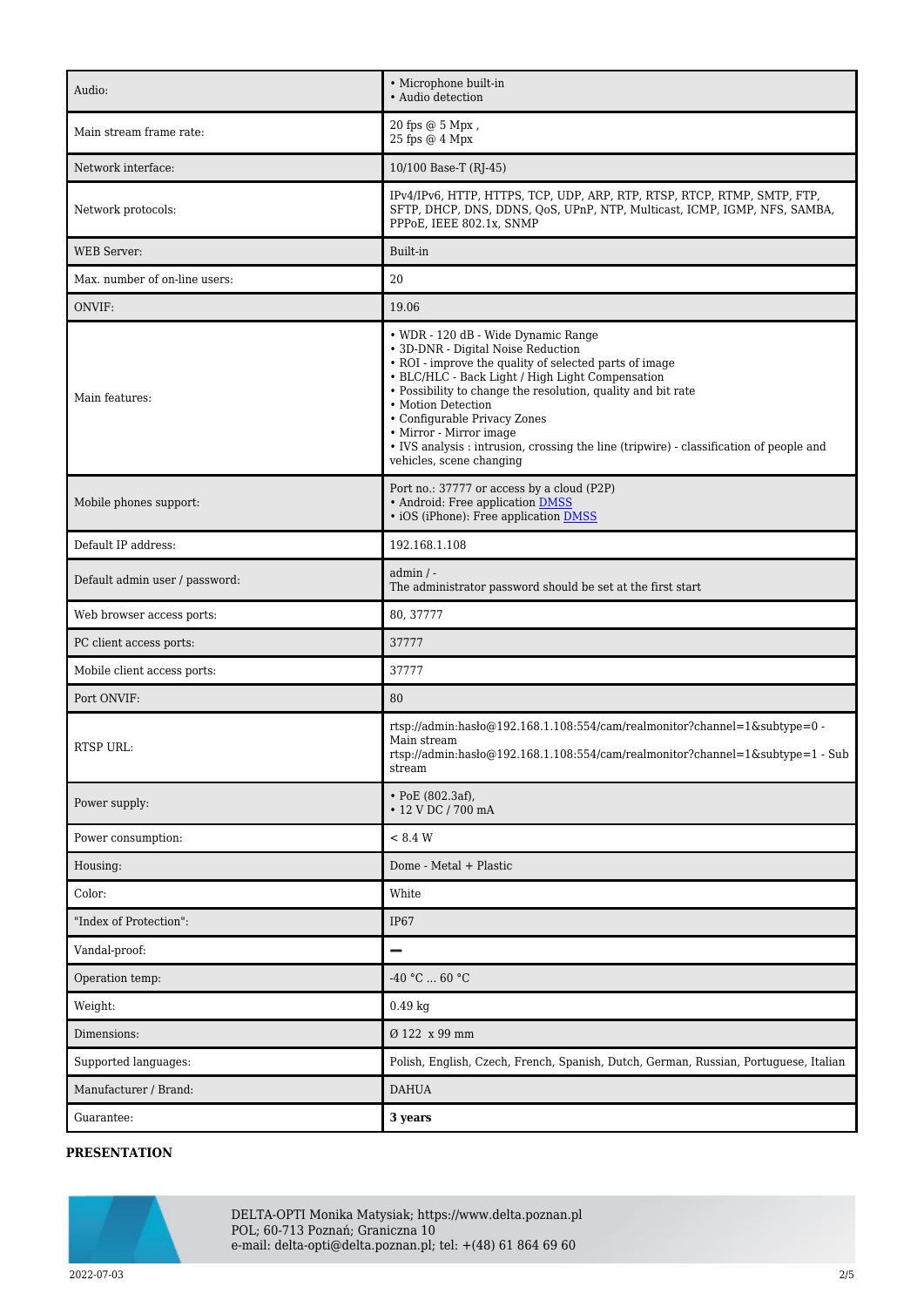| Audio: | • Microphone built-in<br>• Audio detection |
| --- | --- |
| Main stream frame rate: | 20 fps @ 5 Mpx ,<br>25 fps @ 4 Mpx |
| Network interface: | 10/100 Base-T (RJ-45) |
| Network protocols: | IPv4/IPv6, HTTP, HTTPS, TCP, UDP, ARP, RTP, RTSP, RTCP, RTMP, SMTP, FTP, SFTP, DHCP, DNS, DDNS, QoS, UPnP, NTP, Multicast, ICMP, IGMP, NFS, SAMBA, PPPoE, IEEE 802.1x, SNMP |
| WEB Server: | Built-in |
| Max. number of on-line users: | 20 |
| ONVIF: | 19.06 |
| Main features: | • WDR - 120 dB - Wide Dynamic Range<br>• 3D-DNR - Digital Noise Reduction<br>• ROI - improve the quality of selected parts of image<br>• BLC/HLC - Back Light / High Light Compensation<br>• Possibility to change the resolution, quality and bit rate<br>• Motion Detection<br>• Configurable Privacy Zones<br>• Mirror - Mirror image<br>• IVS analysis : intrusion, crossing the line (tripwire) - classification of people and vehicles, scene changing |
| Mobile phones support: | Port no.: 37777 or access by a cloud (P2P)<br>• Android: Free application DMSS<br>• iOS (iPhone): Free application DMSS |
| Default IP address: | 192.168.1.108 |
| Default admin user / password: | admin / -<br>The administrator password should be set at the first start |
| Web browser access ports: | 80, 37777 |
| PC client access ports: | 37777 |
| Mobile client access ports: | 37777 |
| Port ONVIF: | 80 |
| RTSP URL: | rtsp://admin:hasło@192.168.1.108:554/cam/realmonitor?channel=1&subtype=0 - Main stream<br>rtsp://admin:hasło@192.168.1.108:554/cam/realmonitor?channel=1&subtype=1 - Sub stream |
| Power supply: | • PoE (802.3af),<br>• 12 V DC / 700 mA |
| Power consumption: | < 8.4 W |
| Housing: | Dome - Metal + Plastic |
| Color: | White |
| "Index of Protection": | IP67 |
| Vandal-proof: | – |
| Operation temp: | -40 °C ... 60 °C |
| Weight: | 0.49 kg |
| Dimensions: | Ø 122 x 99 mm |
| Supported languages: | Polish, English, Czech, French, Spanish, Dutch, German, Russian, Portuguese, Italian |
| Manufacturer / Brand: | DAHUA |
| Guarantee: | **3 years** |

**PRESENTATION**

DELTA-OPTI Monika Matysiak; https://www.delta.poznan.pl
POL; 60-713 Poznań; Graniczna 10
e-mail: delta-opti@delta.poznan.pl; tel: +(48) 61 864 69 60

2022-07-03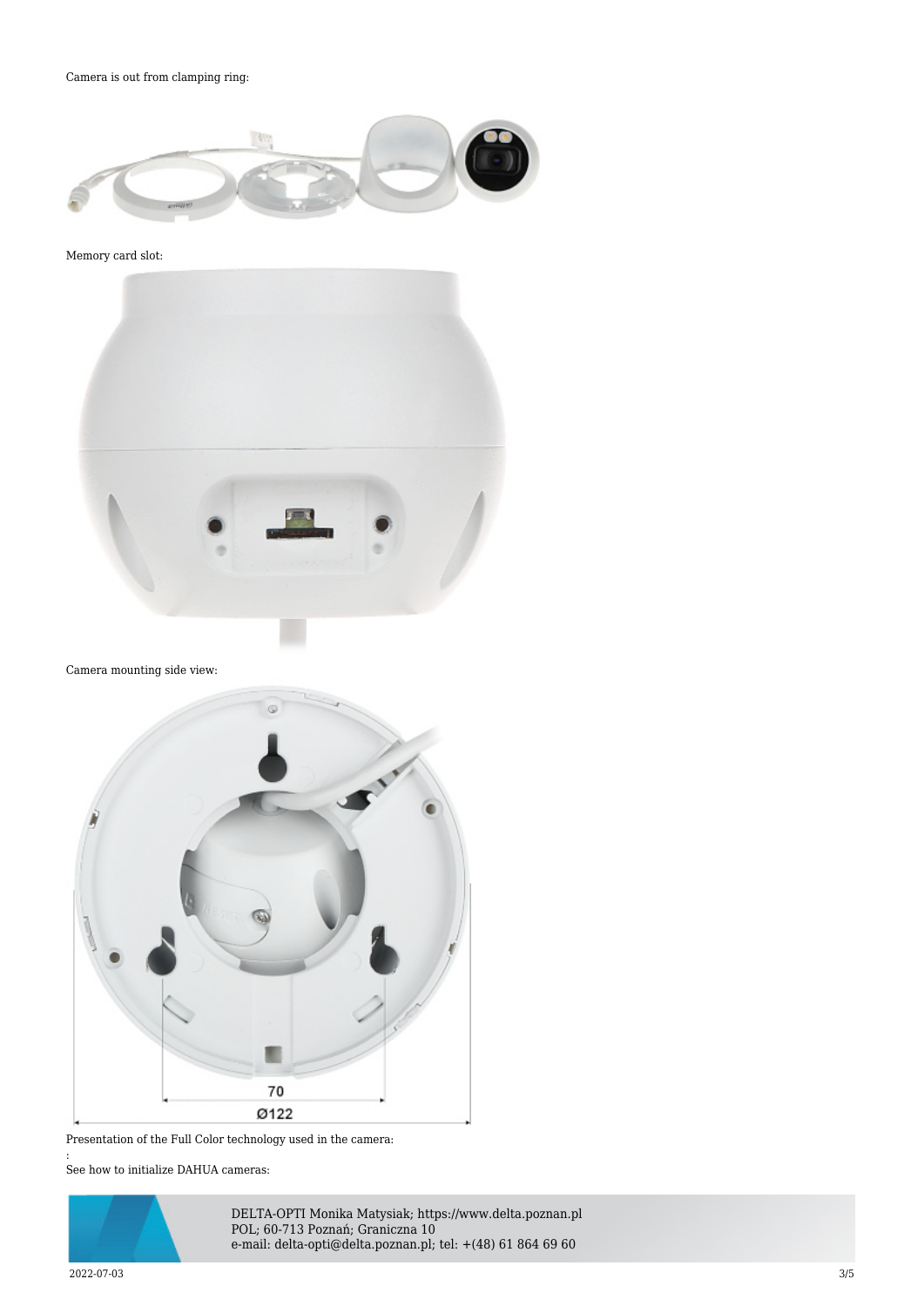Camera is out from clamping ring:

Memory card slot:

Camera mounting side view:

Presentation of the Full Color technology used in the camera:

:

See how to initialize DAHUA cameras:

DELTA-OPTI Monika Matysiak; https://www.delta.poznan.pl
POL; 60-713 Poznań; Graniczna 10
e-mail: delta-opti@delta.poznan.pl; tel: +(48) 61 864 69 60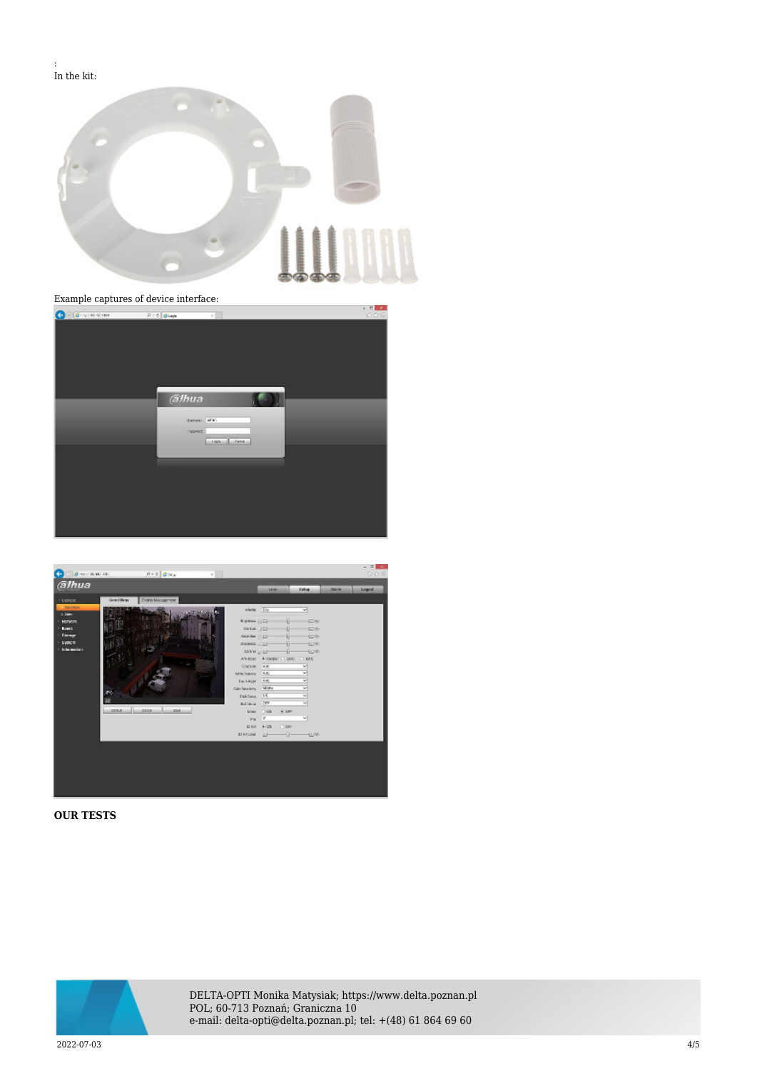:
In the kit:

Example captures of device interface:

**OUR TESTS**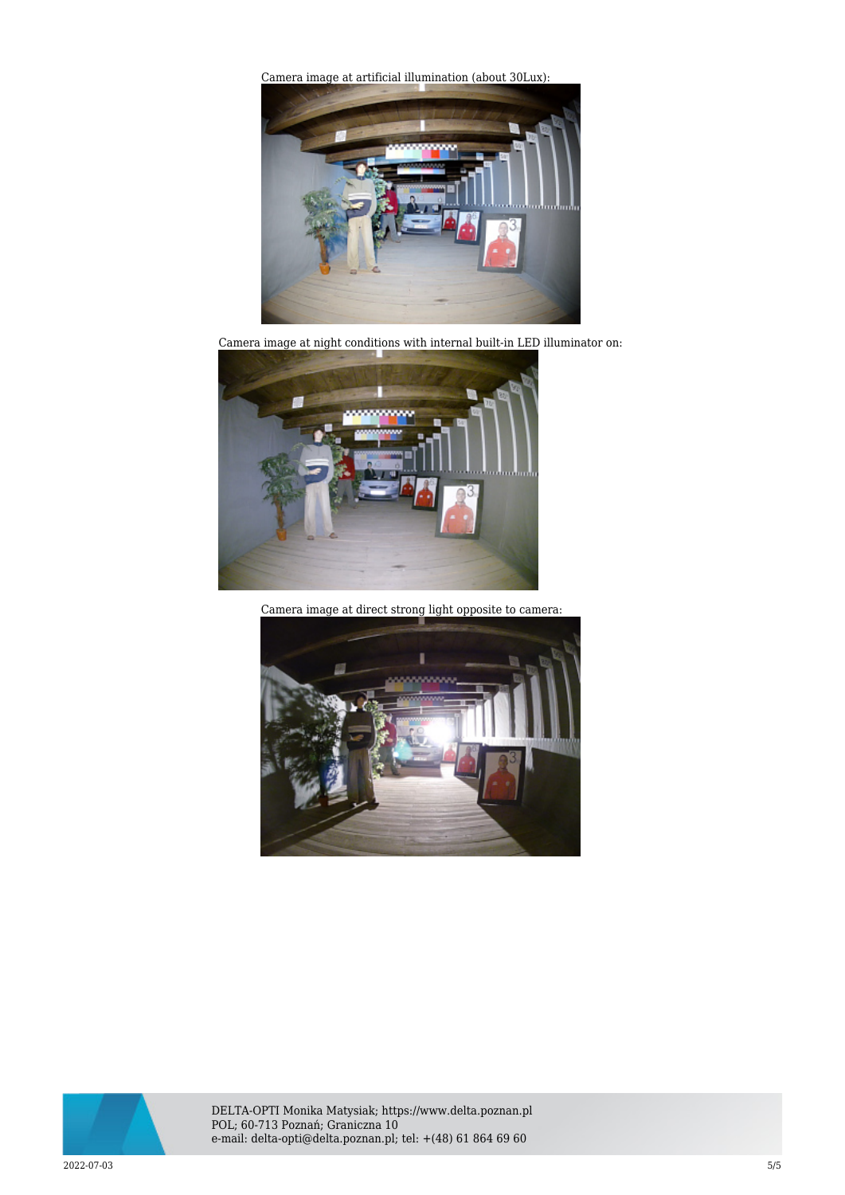Camera image at artificial illumination (about 30Lux):

Camera image at night conditions with internal built-in LED illuminator on:

Camera image at direct strong light opposite to camera: